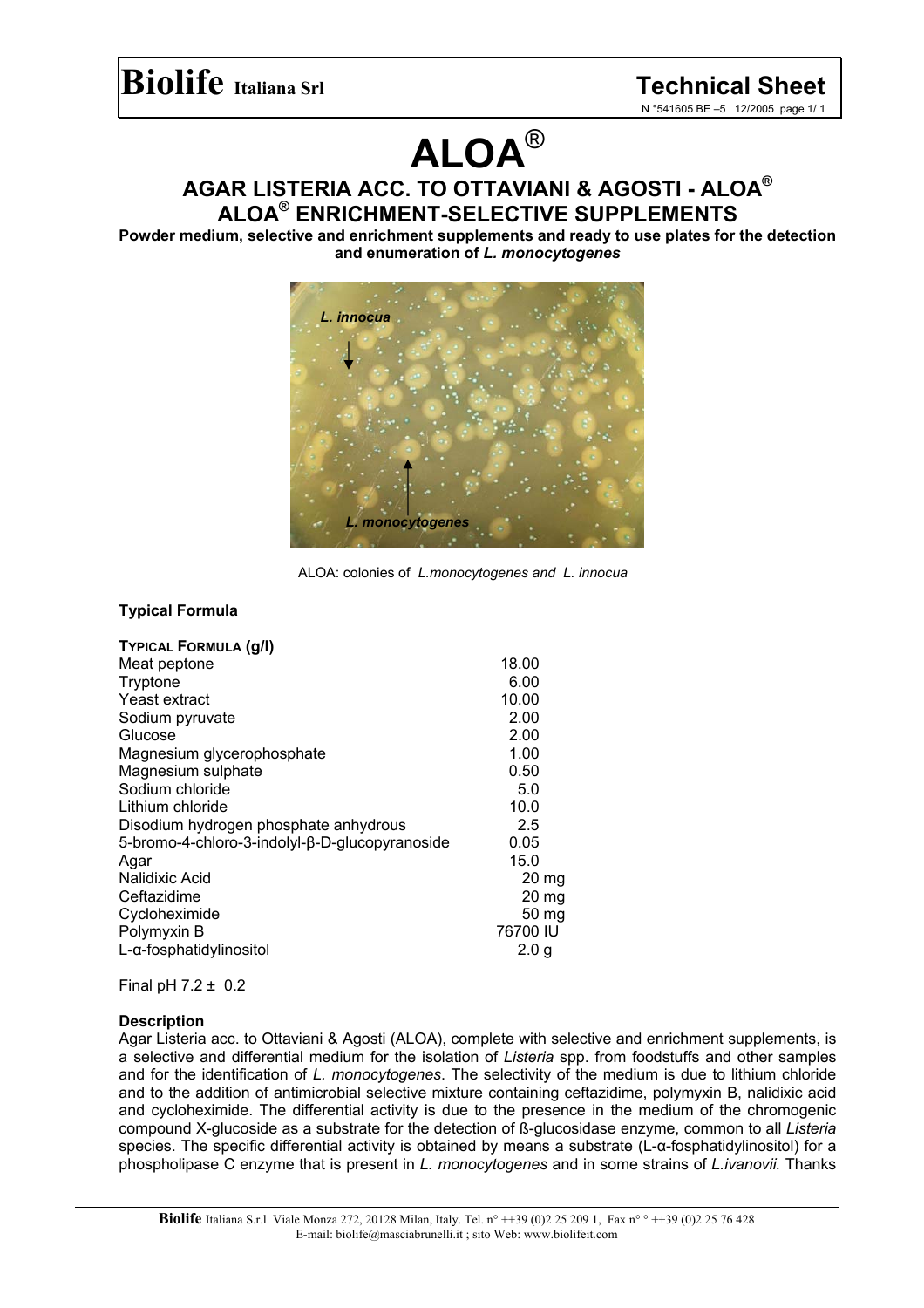**Biolife** Italiana Srl

**Technical Sheet**

N °541605 BE –5 12/2005

# ALOA®

## AGAR LISTERIA ACC. TO OTTAVIANI & AGOSTI - ALOA®
## ALOA® ENRICHMENT-SELECTIVE SUPPLEMENTS

**Powder medium, selective and enrichment supplements and ready to use plates for the detection and enumeration of *L. monocytogenes***

ALOA: colonies of *L.monocytogenes and L. innocua*

### Typical Formula

| TYPICAL FORMULA (g/l) | |
|---|---|
| Meat peptone | 18.00 |
| Tryptone | 6.00 |
| Yeast extract | 10.00 |
| Sodium pyruvate | 2.00 |
| Glucose | 2.00 |
| Magnesium glycerophosphate | 1.00 |
| Magnesium sulphate | 0.50 |
| Sodium chloride | 5.0 |
| Lithium chloride | 10.0 |
| Disodium hydrogen phosphate anhydrous | 2.5 |
| 5-bromo-4-chloro-3-indolyl-β-D-glucopyranoside | 0.05 |
| Agar | 15.0 |
| Nalidixic Acid | 20 mg |
| Ceftazidime | 20 mg |
| Cycloheximide | 50 mg |
| Polymyxin B | 76700 IU |
| L-α-fosphatidylinositol | 2.0 g |

Final pH 7.2 ± 0.2

### Description

Agar Listeria acc. to Ottaviani & Agosti (ALOA), complete with selective and enrichment supplements, is a selective and differential medium for the isolation of *Listeria* spp. from foodstuffs and other samples and for the identification of *L. monocytogenes*. The selectivity of the medium is due to lithium chloride and to the addition of antimicrobial selective mixture containing ceftazidime, polymyxin B, nalidixic acid and cycloheximide. The differential activity is due to the presence in the medium of the chromogenic compound X-glucoside as a substrate for the detection of ß-glucosidase enzyme, common to all *Listeria* species. The specific differential activity is obtained by means a substrate (L-α-fosphatidylinositol) for a phospholipase C enzyme that is present in *L. monocytogenes* and in some strains of *L.ivanovii.* Thanks

**Biolife** Italiana S.r.l. Viale Monza 272, 20128 Milan, Italy. Tel. n° ++39 (0)2 25 209 1, Fax n° ° ++39 (0)2 25 76 428
E-mail: biolife@masciabrunelli.it ; sito Web: www.biolifeit.com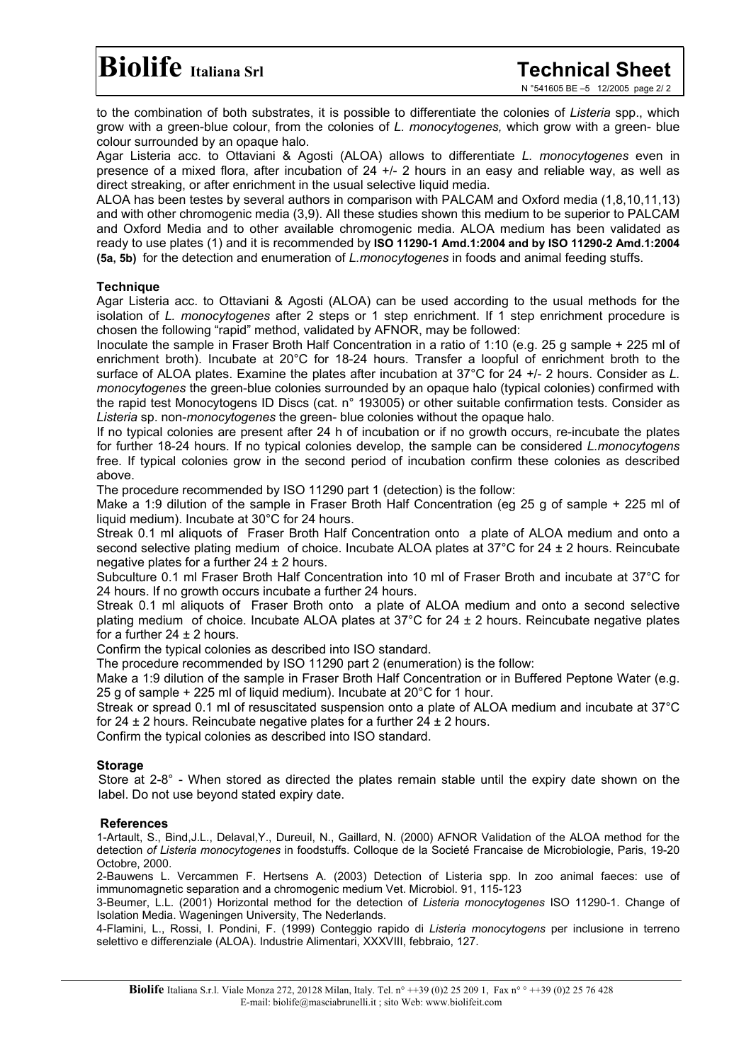to the combination of both substrates, it is possible to differentiate the colonies of *Listeria* spp., which grow with a green-blue colour, from the colonies of *L. monocytogenes,* which grow with a green- blue colour surrounded by an opaque halo.

Agar Listeria acc. to Ottaviani & Agosti (ALOA) allows to differentiate *L. monocytogenes* even in presence of a mixed flora, after incubation of 24 +/- 2 hours in an easy and reliable way, as well as direct streaking, or after enrichment in the usual selective liquid media.

ALOA has been testes by several authors in comparison with PALCAM and Oxford media (1,8,10,11,13) and with other chromogenic media (3,9). All these studies shown this medium to be superior to PALCAM and Oxford Media and to other available chromogenic media. ALOA medium has been validated as ready to use plates (1) and it is recommended by **ISO 11290-1 Amd.1:2004 and by ISO 11290-2 Amd.1:2004 (5a, 5b)** for the detection and enumeration of *L.monocytogenes* in foods and animal feeding stuffs.

**Technique**

Agar Listeria acc. to Ottaviani & Agosti (ALOA) can be used according to the usual methods for the isolation of *L. monocytogenes* after 2 steps or 1 step enrichment. If 1 step enrichment procedure is chosen the following "rapid" method, validated by AFNOR, may be followed:

Inoculate the sample in Fraser Broth Half Concentration in a ratio of 1:10 (e.g. 25 g sample + 225 ml of enrichment broth). Incubate at 20°C for 18-24 hours. Transfer a loopful of enrichment broth to the surface of ALOA plates. Examine the plates after incubation at 37°C for 24 +/- 2 hours. Consider as *L. monocytogenes* the green-blue colonies surrounded by an opaque halo (typical colonies) confirmed with the rapid test Monocytogens ID Discs (cat. n° 193005) or other suitable confirmation tests. Consider as *Listeria* sp. non-*monocytogenes* the green- blue colonies without the opaque halo.

If no typical colonies are present after 24 h of incubation or if no growth occurs, re-incubate the plates for further 18-24 hours. If no typical colonies develop, the sample can be considered *L.monocytogens* free. If typical colonies grow in the second period of incubation confirm these colonies as described above.

The procedure recommended by ISO 11290 part 1 (detection) is the follow:

Make a 1:9 dilution of the sample in Fraser Broth Half Concentration (eg 25 g of sample + 225 ml of liquid medium). Incubate at 30°C for 24 hours.

Streak 0.1 ml aliquots of Fraser Broth Half Concentration onto a plate of ALOA medium and onto a second selective plating medium of choice. Incubate ALOA plates at 37°C for 24 ± 2 hours. Reincubate negative plates for a further 24 ± 2 hours.

Subculture 0.1 ml Fraser Broth Half Concentration into 10 ml of Fraser Broth and incubate at 37°C for 24 hours. If no growth occurs incubate a further 24 hours.

Streak 0.1 ml aliquots of Fraser Broth onto a plate of ALOA medium and onto a second selective plating medium of choice. Incubate ALOA plates at 37°C for 24 ± 2 hours. Reincubate negative plates for a further 24 ± 2 hours.

Confirm the typical colonies as described into ISO standard.

The procedure recommended by ISO 11290 part 2 (enumeration) is the follow:

Make a 1:9 dilution of the sample in Fraser Broth Half Concentration or in Buffered Peptone Water (e.g. 25 g of sample + 225 ml of liquid medium). Incubate at 20°C for 1 hour.

Streak or spread 0.1 ml of resuscitated suspension onto a plate of ALOA medium and incubate at 37°C for 24 ± 2 hours. Reincubate negative plates for a further 24 ± 2 hours.

Confirm the typical colonies as described into ISO standard.

**Storage**

Store at 2-8° - When stored as directed the plates remain stable until the expiry date shown on the label. Do not use beyond stated expiry date.

**References**

1-Artault, S., Bind,J.L., Delaval,Y., Dureuil, N., Gaillard, N. (2000) AFNOR Validation of the ALOA method for the detection *of Listeria monocytogenes* in foodstuffs. Colloque de la Societé Francaise de Microbiologie, Paris, 19-20 Octobre, 2000.

2-Bauwens L. Vercammen F. Hertsens A. (2003) Detection of Listeria spp. In zoo animal faeces: use of immunomagnetic separation and a chromogenic medium Vet. Microbiol. 91, 115-123

3-Beumer, L.L. (2001) Horizontal method for the detection of *Listeria monocytogenes* ISO 11290-1. Change of Isolation Media. Wageningen University, The Nederlands.

4-Flamini, L., Rossi, I. Pondini, F. (1999) Conteggio rapido di *Listeria monocytogens* per inclusione in terreno selettivo e differenziale (ALOA). Industrie Alimentari, XXXVIII, febbraio, 127.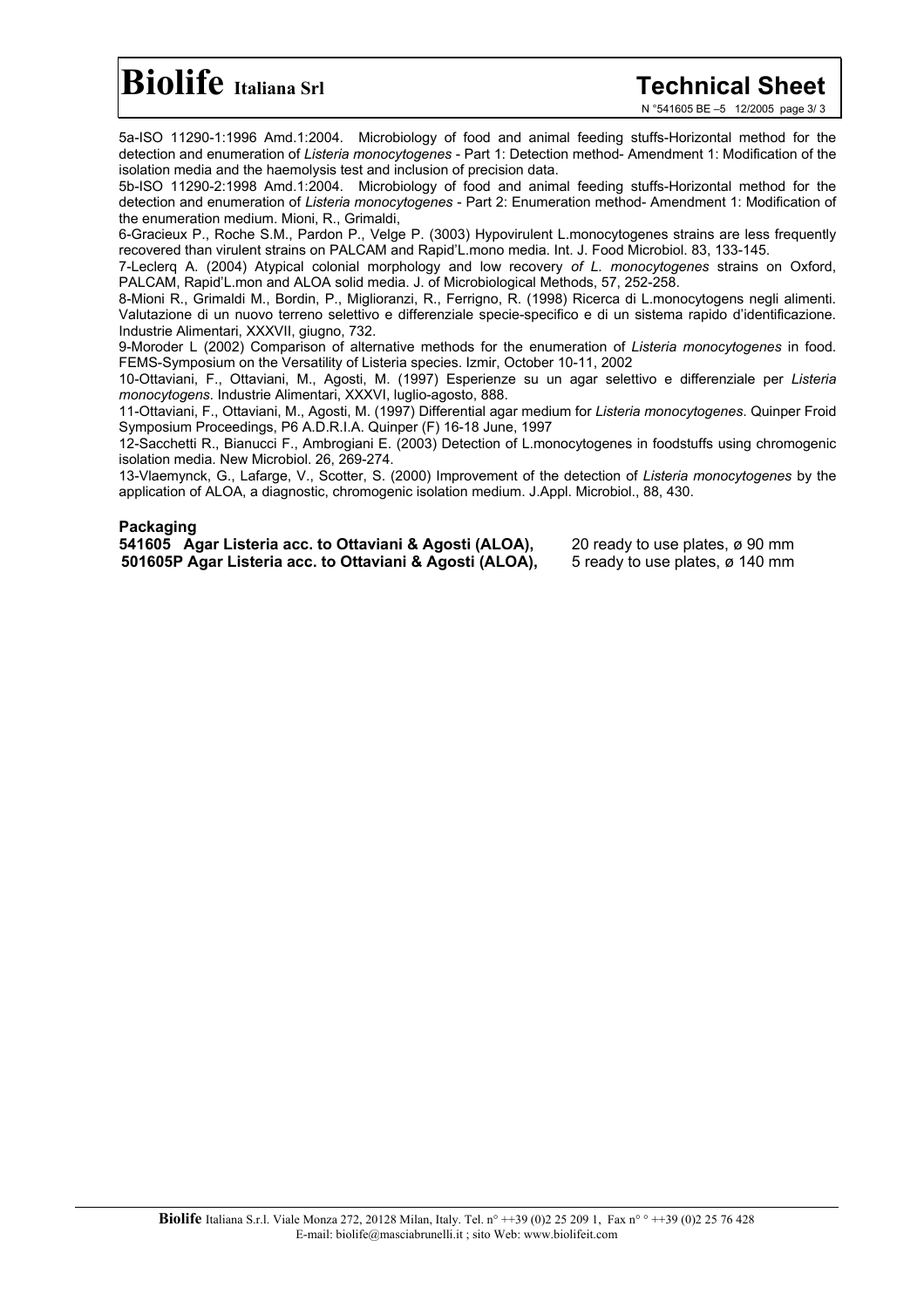5a-ISO 11290-1:1996 Amd.1:2004. Microbiology of food and animal feeding stuffs-Horizontal method for the detection and enumeration of *Listeria monocytogenes* - Part 1: Detection method- Amendment 1: Modification of the isolation media and the haemolysis test and inclusion of precision data.

5b-ISO 11290-2:1998 Amd.1:2004. Microbiology of food and animal feeding stuffs-Horizontal method for the detection and enumeration of *Listeria monocytogenes* - Part 2: Enumeration method- Amendment 1: Modification of the enumeration medium. Mioni, R., Grimaldi,

6-Gracieux P., Roche S.M., Pardon P., Velge P. (3003) Hypovirulent L.monocytogenes strains are less frequently recovered than virulent strains on PALCAM and Rapid'L.mono media. Int. J. Food Microbiol. 83, 133-145.

7-Leclerq A. (2004) Atypical colonial morphology and low recovery *of L. monocytogenes* strains on Oxford, PALCAM, Rapid'L.mon and ALOA solid media. J. of Microbiological Methods, 57, 252-258.

8-Mioni R., Grimaldi M., Bordin, P., Miglioranzi, R., Ferrigno, R. (1998) Ricerca di L.monocytogens negli alimenti. Valutazione di un nuovo terreno selettivo e differenziale specie-specifico e di un sistema rapido d'identificazione. Industrie Alimentari, XXXVII, giugno, 732.

9-Moroder L (2002) Comparison of alternative methods for the enumeration of *Listeria monocytogenes* in food. FEMS-Symposium on the Versatility of Listeria species. Izmir, October 10-11, 2002

10-Ottaviani, F., Ottaviani, M., Agosti, M. (1997) Esperienze su un agar selettivo e differenziale per *Listeria monocytogens*. Industrie Alimentari, XXXVI, luglio-agosto, 888.

11-Ottaviani, F., Ottaviani, M., Agosti, M. (1997) Differential agar medium for *Listeria monocytogenes*. Quinper Froid Symposium Proceedings, P6 A.D.R.I.A. Quinper (F) 16-18 June, 1997

12-Sacchetti R., Bianucci F., Ambrogiani E. (2003) Detection of L.monocytogenes in foodstuffs using chromogenic isolation media. New Microbiol. 26, 269-274.

13-Vlaemynck, G., Lafarge, V., Scotter, S. (2000) Improvement of the detection of *Listeria monocytogenes* by the application of ALOA, a diagnostic, chromogenic isolation medium. J.Appl. Microbiol., 88, 430.

**Packaging**

**541605 Agar Listeria acc. to Ottaviani & Agosti (ALOA),** 20 ready to use plates, ø 90 mm

**501605P Agar Listeria acc. to Ottaviani & Agosti (ALOA),** 5 ready to use plates, ø 140 mm